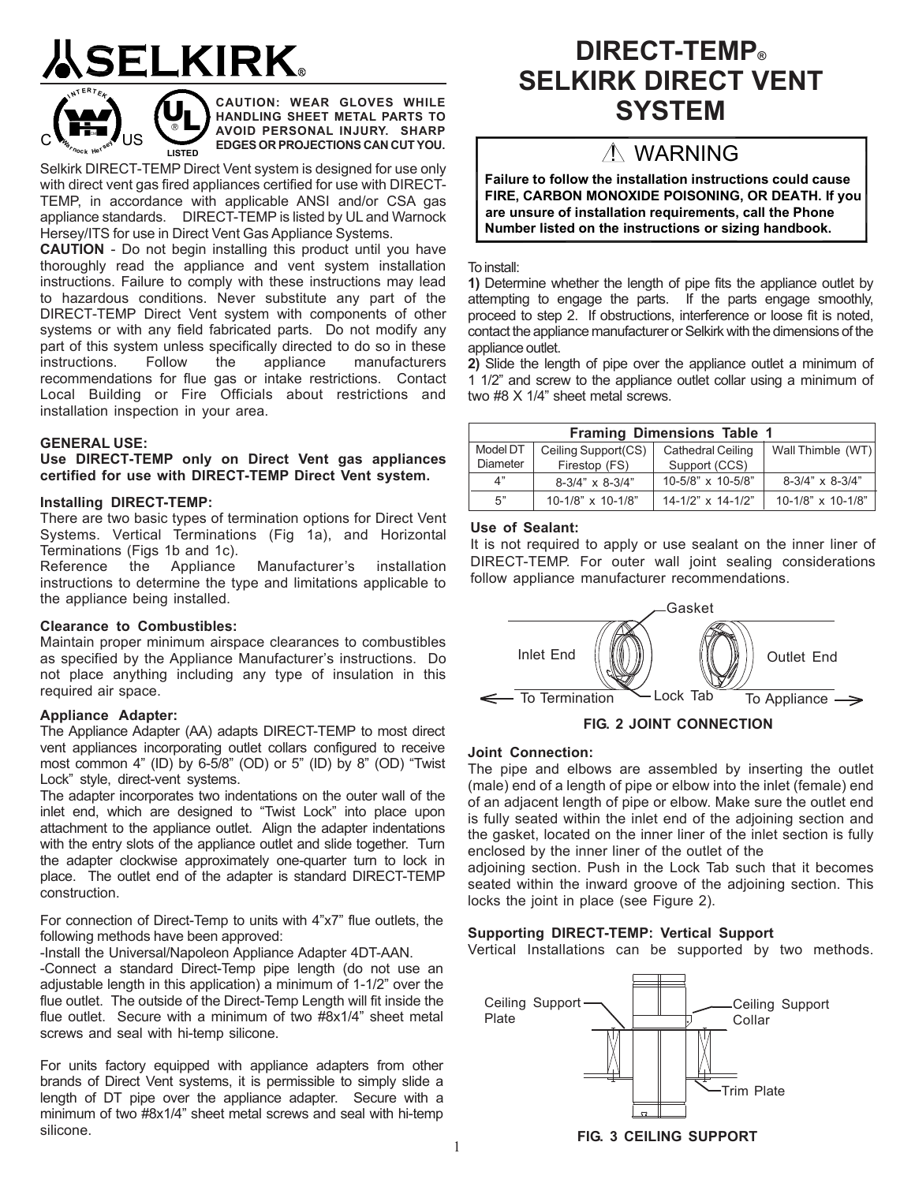# SELKIRK

**CAUTION: WEAR GLOVES WHILE HANDLING SHEET METAL PARTS TO AVOID PERSONAL INJURY. SHARP EDGES OR PROJECTIONS CAN CUT YOU.**

Selkirk DIRECT-TEMP Direct Vent system is designed for use only with direct vent gas fired appliances certified for use with DIRECT-TEMP, in accordance with applicable ANSI and/or CSA gas appliance standards. DIRECT-TEMP is listed by UL and Warnock Hersey/ITS for use in Direct Vent Gas Appliance Systems.

**CAUTION** - Do not begin installing this product until you have thoroughly read the appliance and vent system installation instructions. Failure to comply with these instructions may lead to hazardous conditions. Never substitute any part of the DIRECT-TEMP Direct Vent system with components of other systems or with any field fabricated parts. Do not modify any part of this system unless specifically directed to do so in these instructions. Follow the appliance manufacturers recommendations for flue gas or intake restrictions. Contact Local Building or Fire Officials about restrictions and installation inspection in your area.

### GENERAL USE:

**Use DIRECT-TEMP only on Direct Vent gas appliances certified for use with DIRECT-TEMP Direct Vent system.**

### Installing DIRECT-TEMP:

There are two basic types of termination options for Direct Vent Systems. Vertical Terminations (Fig 1a), and Horizontal Terminations (Figs 1b and 1c).

Reference the Appliance Manufacturer's installation instructions to determine the type and limitations applicable to the appliance being installed.

### Clearance to Combustibles:

Maintain proper minimum airspace clearances to combustibles as specified by the Appliance Manufacturer's instructions. Do not place anything including any type of insulation in this required air space.

### Appliance Adapter:

The Appliance Adapter (AA) adapts DIRECT-TEMP to most direct vent appliances incorporating outlet collars configured to receive most common 4" (ID) by 6-5/8" (OD) or 5" (ID) by 8" (OD) "Twist Lock" style, direct-vent systems.

The adapter incorporates two indentations on the outer wall of the inlet end, which are designed to "Twist Lock" into place upon attachment to the appliance outlet. Align the adapter indentations with the entry slots of the appliance outlet and slide together. Turn the adapter clockwise approximately one-quarter turn to lock in place. The outlet end of the adapter is standard DIRECT-TEMP construction.

For connection of Direct-Temp to units with 4"x7" flue outlets, the following methods have been approved:

-Install the Universal/Napoleon Appliance Adapter 4DT-AAN.

-Connect a standard Direct-Temp pipe length (do not use an adjustable length in this application) a minimum of 1-1/2" over the flue outlet. The outside of the Direct-Temp Length will fit inside the flue outlet. Secure with a minimum of two #8x1/4" sheet metal screws and seal with hi-temp silicone.

For units factory equipped with appliance adapters from other brands of Direct Vent systems, it is permissible to simply slide a length of DT pipe over the appliance adapter. Secure with a minimum of two #8x1/4" sheet metal screws and seal with hi-temp silicone.

# DIRECT-TEMP® SELKIRK DIRECT VENT SYSTEM

## ⚠ WARNING

**Failure to follow the installation instructions could cause FIRE, CARBON MONOXIDE POISONING, OR DEATH. If you are unsure of installation requirements, call the Phone Number listed on the instructions or sizing handbook.**

To install:

**1)** Determine whether the length of pipe fits the appliance outlet by attempting to engage the parts. If the parts engage smoothly, proceed to step 2. If obstructions, interference or loose fit is noted, contact the appliance manufacturer or Selkirk with the dimensions of the appliance outlet.

**2)** Slide the length of pipe over the appliance outlet a minimum of 1 1/2" and screw to the appliance outlet collar using a minimum of two #8 X 1/4" sheet metal screws.

**Framing Dimensions Table 1**

| Model DT Diameter | Ceiling Support(CS) Firestop (FS) | Cathedral Ceiling Support (CCS) | Wall Thimble (WT) |
|---|---|---|---|
| 4" | 8-3/4" x 8-3/4" | 10-5/8" x 10-5/8" | 8-3/4" x 8-3/4" |
| 5" | 10-1/8" x 10-1/8" | 14-1/2" x 14-1/2" | 10-1/8" x 10-1/8" |

### Use of Sealant:

It is not required to apply or use sealant on the inner liner of DIRECT-TEMP. For outer wall joint sealing considerations follow appliance manufacturer recommendations.

Gasket | Inlet End | Outlet End | To Termination | Lock Tab | To Appliance

**FIG. 2 JOINT CONNECTION**

### Joint Connection:

The pipe and elbows are assembled by inserting the outlet (male) end of a length of pipe or elbow into the inlet (female) end of an adjacent length of pipe or elbow. Make sure the outlet end is fully seated within the inlet end of the adjoining section and the gasket, located on the inner liner of the inlet section is fully enclosed by the inner liner of the outlet of the adjoining section. Push in the Lock Tab such that it becomes seated within the inward groove of the adjoining section. This locks the joint in place (see Figure 2).

### Supporting DIRECT-TEMP: Vertical Support

Vertical Installations can be supported by two methods.

Ceiling Support Plate | Ceiling Support Collar | Trim Plate

**FIG. 3 CEILING SUPPORT**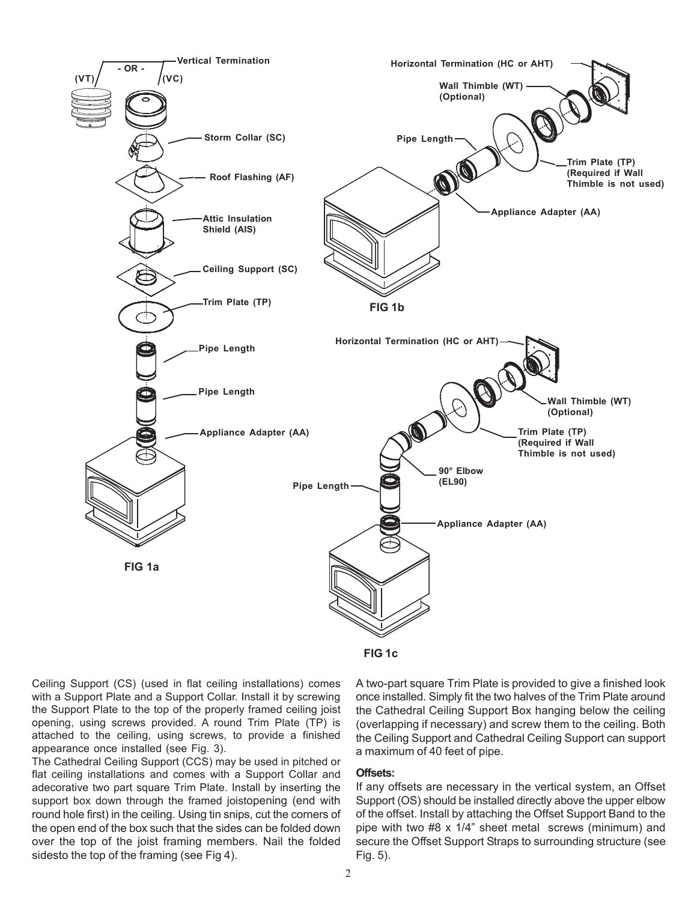FIG 1a

FIG 1b

FIG 1c

Ceiling Support (CS) (used in flat ceiling installations) comes with a Support Plate and a Support Collar. Install it by screwing the Support Plate to the top of the properly framed ceiling joist opening, using screws provided. A round Trim Plate (TP) is attached to the ceiling, using screws, to provide a finished appearance once installed (see Fig. 3).

The Cathedral Ceiling Support (CCS) may be used in pitched or flat ceiling installations and comes with a Support Collar and adecorative two part square Trim Plate. Install by inserting the support box down through the framed joistopening (end with round hole first) in the ceiling. Using tin snips, cut the corners of the open end of the box such that the sides can be folded down over the top of the joist framing members. Nail the folded sidesto the top of the framing (see Fig 4).

A two-part square Trim Plate is provided to give a finished look once installed. Simply fit the two halves of the Trim Plate around the Cathedral Ceiling Support Box hanging below the ceiling (overlapping if necessary) and screw them to the ceiling. Both the Ceiling Support and Cathedral Ceiling Support can support a maximum of 40 feet of pipe.

**Offsets:**

If any offsets are necessary in the vertical system, an Offset Support (OS) should be installed directly above the upper elbow of the offset. Install by attaching the Offset Support Band to the pipe with two #8 x 1/4" sheet metal screws (minimum) and secure the Offset Support Straps to surrounding structure (see Fig. 5).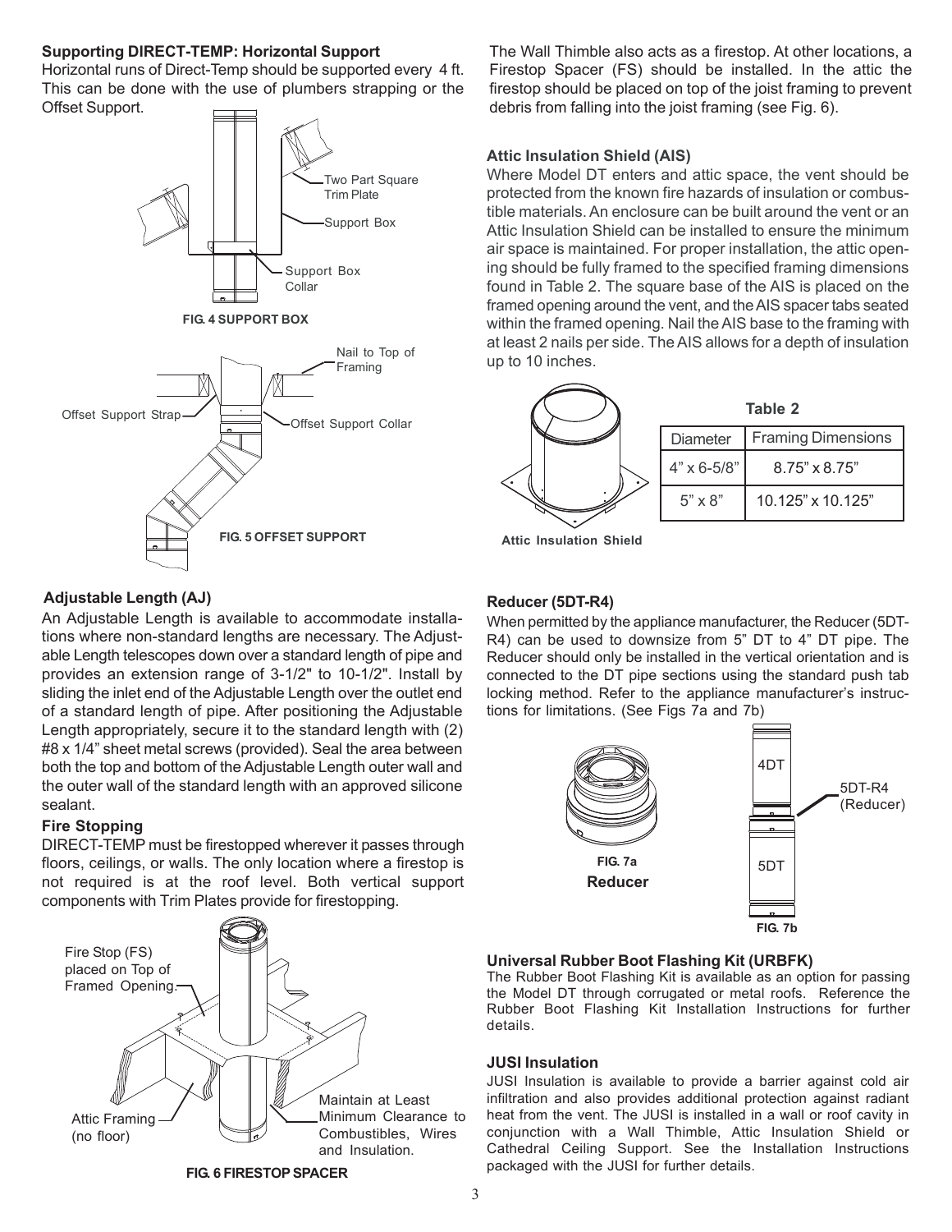## Supporting DIRECT-TEMP: Horizontal Support

Horizontal runs of Direct-Temp should be supported every 4 ft. This can be done with the use of plumbers strapping or the Offset Support.

Two Part Square Trim Plate

Support Box

Support Box Collar

**FIG. 4 SUPPORT BOX**

Nail to Top of Framing

Offset Support Strap

Offset Support Collar

**FIG. 5 OFFSET SUPPORT**

## Adjustable Length (AJ)

An Adjustable Length is available to accommodate installations where non-standard lengths are necessary. The Adjustable Length telescopes down over a standard length of pipe and provides an extension range of 3-1/2" to 10-1/2". Install by sliding the inlet end of the Adjustable Length over the outlet end of a standard length of pipe. After positioning the Adjustable Length appropriately, secure it to the standard length with (2) #8 x 1/4" sheet metal screws (provided). Seal the area between both the top and bottom of the Adjustable Length outer wall and the outer wall of the standard length with an approved silicone sealant.

## Fire Stopping

DIRECT-TEMP must be firestopped wherever it passes through floors, ceilings, or walls. The only location where a firestop is not required is at the roof level. Both vertical support components with Trim Plates provide for firestopping.

Fire Stop (FS) placed on Top of Framed Opening.

Attic Framing (no floor)

Maintain at Least Minimum Clearance to Combustibles, Wires and Insulation.

**FIG. 6 FIRESTOP SPACER**

The Wall Thimble also acts as a firestop. At other locations, a Firestop Spacer (FS) should be installed. In the attic the firestop should be placed on top of the joist framing to prevent debris from falling into the joist framing (see Fig. 6).

## Attic Insulation Shield (AIS)

Where Model DT enters and attic space, the vent should be protected from the known fire hazards of insulation or combustible materials. An enclosure can be built around the vent or an Attic Insulation Shield can be installed to ensure the minimum air space is maintained. For proper installation, the attic opening should be fully framed to the specified framing dimensions found in Table 2. The square base of the AIS is placed on the framed opening around the vent, and the AIS spacer tabs seated within the framed opening. Nail the AIS base to the framing with at least 2 nails per side. The AIS allows for a depth of insulation up to 10 inches.

**Attic Insulation Shield**

**Table 2**

| Diameter | Framing Dimensions |
|---|---|
| 4" x 6-5/8" | 8.75" x 8.75" |
| 5" x 8" | 10.125" x 10.125" |

## Reducer (5DT-R4)

When permitted by the appliance manufacturer, the Reducer (5DT-R4) can be used to downsize from 5" DT to 4" DT pipe. The Reducer should only be installed in the vertical orientation and is connected to the DT pipe sections using the standard push tab locking method. Refer to the appliance manufacturer's instructions for limitations. (See Figs 7a and 7b)

**FIG. 7a**
**Reducer**

4DT

5DT-R4 (Reducer)

5DT

**FIG. 7b**

## Universal Rubber Boot Flashing Kit (URBFK)

The Rubber Boot Flashing Kit is available as an option for passing the Model DT through corrugated or metal roofs. Reference the Rubber Boot Flashing Kit Installation Instructions for further details.

## JUSI Insulation

JUSI Insulation is available to provide a barrier against cold air infiltration and also provides additional protection against radiant heat from the vent. The JUSI is installed in a wall or roof cavity in conjunction with a Wall Thimble, Attic Insulation Shield or Cathedral Ceiling Support. See the Installation Instructions packaged with the JUSI for further details.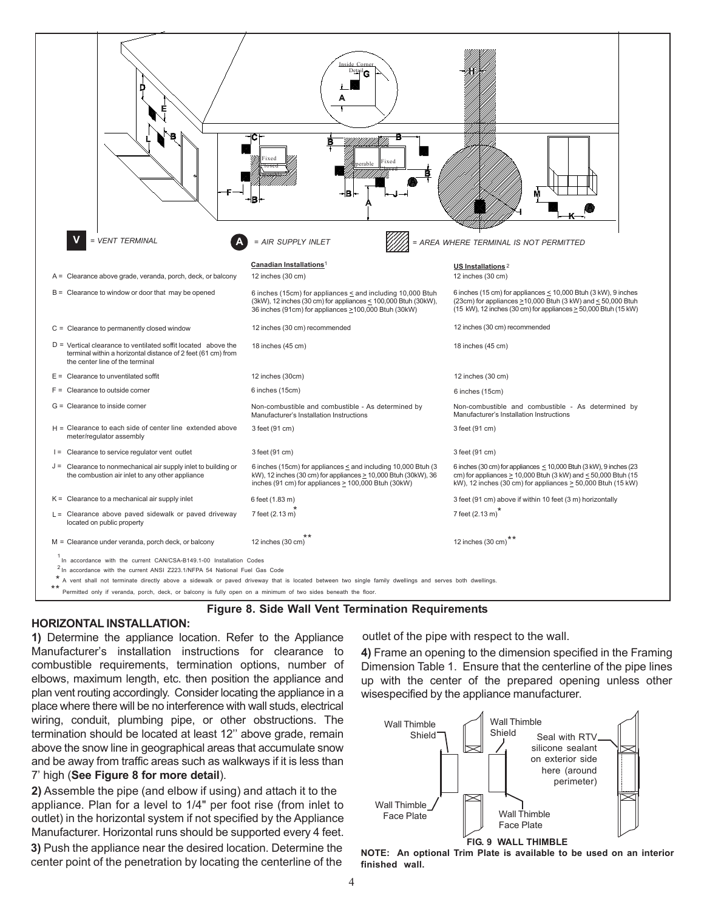V = VENT TERMINAL　　A = AIR SUPPLY INLET　　= AREA WHERE TERMINAL IS NOT PERMITTED

| | Canadian Installations[1] | US Installations[2] |
|---|---|---|
| A = Clearance above grade, veranda, porch, deck, or balcony | 12 inches (30 cm) | 12 inches (30 cm) |
| B = Clearance to window or door that may be opened | 6 inches (15cm) for appliances ≤ and including 10,000 Btuh (3kW), 12 inches (30 cm) for appliances ≤ 100,000 Btuh (30kW), 36 inches (91cm) for appliances ≥100,000 Btuh (30kW) | 6 inches (15 cm) for appliances ≤ 10,000 Btuh (3 kW), 9 inches (23cm) for appliances ≥10,000 Btuh (3 kW) and ≤ 50,000 Btuh (15 kW), 12 inches (30 cm) for appliances ≥ 50,000 Btuh (15 kW) |
| C = Clearance to permanently closed window | 12 inches (30 cm) recommended | 12 inches (30 cm) recommended |
| D = Vertical clearance to ventilated soffit located above the terminal within a horizontal distance of 2 feet (61 cm) from the center line of the terminal | 18 inches (45 cm) | 18 inches (45 cm) |
| E = Clearance to unventilated soffit | 12 inches (30cm) | 12 inches (30 cm) |
| F = Clearance to outside corner | 6 inches (15cm) | 6 inches (15cm) |
| G = Clearance to inside corner | Non-combustible and combustible - As determined by Manufacturer's Installation Instructions | Non-combustible and combustible - As determined by Manufacturer's Installation Instructions |
| H = Clearance to each side of center line extended above meter/regulator assembly | 3 feet (91 cm) | 3 feet (91 cm) |
| I = Clearance to service regulator vent outlet | 3 feet (91 cm) | 3 feet (91 cm) |
| J = Clearance to nonmechanical air supply inlet to building or the combustion air inlet to any other appliance | 6 inches (15cm) for appliances ≤ and including 10,000 Btuh (3 kW), 12 inches (30 cm) for appliances ≥ 10,000 Btuh (30kW), 36 inches (91 cm) for appliances ≥ 100,000 Btuh (30kW) | 6 inches (30 cm) for appliances ≤ 10,000 Btuh (3 kW), 9 inches (23 cm) for appliances ≥ 10,000 Btuh (3 kW) and ≤ 50,000 Btuh (15 kW), 12 inches (30 cm) for appliances ≥ 50,000 Btuh (15 kW) |
| K = Clearance to a mechanical air supply inlet | 6 feet (1.83 m) | 3 feet (91 cm) above if within 10 feet (3 m) horizontally |
| L = Clearance above paved sidewalk or paved driveway located on public property | 7 feet (2.13 m)* | 7 feet (2.13 m)* |
| M = Clearance under veranda, porch deck, or balcony | 12 inches (30 cm)** | 12 inches (30 cm)** |

[1] In accordance with the current CAN/CSA-B149.1-00 Installation Codes

[2] In accordance with the current ANSI Z223.1/NFPA 54 National Fuel Gas Code

* A vent shall not terminate directly above a sidewalk or paved driveway that is located between two single family dwellings and serves both dwellings.

** Permitted only if veranda, porch, deck, or balcony is fully open on a minimum of two sides beneath the floor.

**Figure 8. Side Wall Vent Termination Requirements**

## HORIZONTAL INSTALLATION:

**1)** Determine the appliance location. Refer to the Appliance Manufacturer's installation instructions for clearance to combustible requirements, termination options, number of elbows, maximum length, etc. then position the appliance and plan vent routing accordingly. Consider locating the appliance in a place where there will be no interference with wall studs, electrical wiring, conduit, plumbing pipe, or other obstructions. The termination should be located at least 12'' above grade, remain above the snow line in geographical areas that accumulate snow and be away from traffic areas such as walkways if it is less than 7' high (**See Figure 8 for more detail**).

**2)** Assemble the pipe (and elbow if using) and attach it to the appliance. Plan for a level to 1/4" per foot rise (from inlet to outlet) in the horizontal system if not specified by the Appliance Manufacturer. Horizontal runs should be supported every 4 feet.

**3)** Push the appliance near the desired location. Determine the center point of the penetration by locating the centerline of the outlet of the pipe with respect to the wall.

**4)** Frame an opening to the dimension specified in the Framing Dimension Table 1. Ensure that the centerline of the pipe lines up with the center of the prepared opening unless other wisespecified by the appliance manufacturer.

Wall Thimble Shield　Wall Thimble Face Plate　Seal with RTV silicone sealant on exterior side here (around perimeter)

**FIG. 9 WALL THIMBLE**

**NOTE: An optional Trim Plate is available to be used on an interior finished wall.**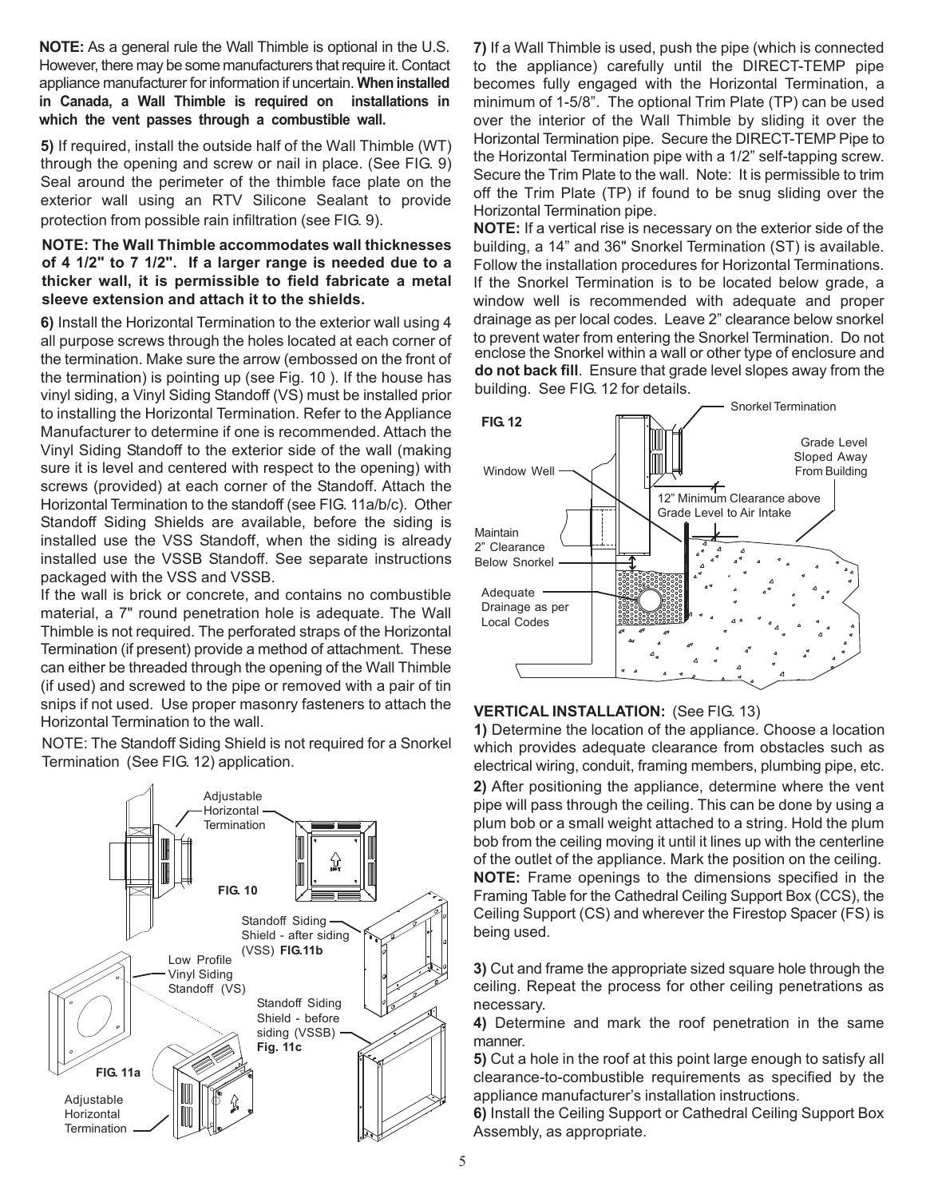**NOTE:** As a general rule the Wall Thimble is optional in the U.S. However, there may be some manufacturers that require it. Contact appliance manufacturer for information if uncertain. **When installed in Canada, a Wall Thimble is required on installations in which the vent passes through a combustible wall.**

**5)** If required, install the outside half of the Wall Thimble (WT) through the opening and screw or nail in place. (See FIG. 9) Seal around the perimeter of the thimble face plate on the exterior wall using an RTV Silicone Sealant to provide protection from possible rain infiltration (see FIG. 9).

**NOTE: The Wall Thimble accommodates wall thicknesses of 4 1/2" to 7 1/2". If a larger range is needed due to a thicker wall, it is permissible to field fabricate a metal sleeve extension and attach it to the shields.**

**6)** Install the Horizontal Termination to the exterior wall using 4 all purpose screws through the holes located at each corner of the termination. Make sure the arrow (embossed on the front of the termination) is pointing up (see Fig. 10 ). If the house has vinyl siding, a Vinyl Siding Standoff (VS) must be installed prior to installing the Horizontal Termination. Refer to the Appliance Manufacturer to determine if one is recommended. Attach the Vinyl Siding Standoff to the exterior side of the wall (making sure it is level and centered with respect to the opening) with screws (provided) at each corner of the Standoff. Attach the Horizontal Termination to the standoff (see FIG. 11a/b/c). Other Standoff Siding Shields are available, before the siding is installed use the VSS Standoff, when the siding is already installed use the VSSB Standoff. See separate instructions packaged with the VSS and VSSB.

If the wall is brick or concrete, and contains no combustible material, a 7" round penetration hole is adequate. The Wall Thimble is not required. The perforated straps of the Horizontal Termination (if present) provide a method of attachment. These can either be threaded through the opening of the Wall Thimble (if used) and screwed to the pipe or removed with a pair of tin snips if not used. Use proper masonry fasteners to attach the Horizontal Termination to the wall.

NOTE: The Standoff Siding Shield is not required for a Snorkel Termination (See FIG. 12) application.

Adjustable Horizontal Termination

**FIG. 10**

Standoff Siding Shield - after siding (VSS) **FIG.11b**

Low Profile Vinyl Siding Standoff (VS)

Standoff Siding Shield - before siding (VSSB) **Fig. 11c**

**FIG. 11a**

Adjustable Horizontal Termination

**7)** If a Wall Thimble is used, push the pipe (which is connected to the appliance) carefully until the DIRECT-TEMP pipe becomes fully engaged with the Horizontal Termination, a minimum of 1-5/8". The optional Trim Plate (TP) can be used over the interior of the Wall Thimble by sliding it over the Horizontal Termination pipe. Secure the DIRECT-TEMP Pipe to the Horizontal Termination pipe with a 1/2" self-tapping screw. Secure the Trim Plate to the wall. Note: It is permissible to trim off the Trim Plate (TP) if found to be snug sliding over the Horizontal Termination pipe.

**NOTE:** If a vertical rise is necessary on the exterior side of the building, a 14" and 36" Snorkel Termination (ST) is available. Follow the installation procedures for Horizontal Terminations. If the Snorkel Termination is to be located below grade, a window well is recommended with adequate and proper drainage as per local codes. Leave 2" clearance below snorkel to prevent water from entering the Snorkel Termination. Do not enclose the Snorkel within a wall or other type of enclosure and **do not back fill**. Ensure that grade level slopes away from the building. See FIG. 12 for details.

**FIG. 12**

Snorkel Termination

Grade Level Sloped Away From Building

Window Well

12" Minimum Clearance above Grade Level to Air Intake

Maintain 2" Clearance Below Snorkel

Adequate Drainage as per Local Codes

## VERTICAL INSTALLATION: (See FIG. 13)

**1)** Determine the location of the appliance. Choose a location which provides adequate clearance from obstacles such as electrical wiring, conduit, framing members, plumbing pipe, etc.

**2)** After positioning the appliance, determine where the vent pipe will pass through the ceiling. This can be done by using a plum bob or a small weight attached to a string. Hold the plum bob from the ceiling moving it until it lines up with the centerline of the outlet of the appliance. Mark the position on the ceiling.

**NOTE:** Frame openings to the dimensions specified in the Framing Table for the Cathedral Ceiling Support Box (CCS), the Ceiling Support (CS) and wherever the Firestop Spacer (FS) is being used.

**3)** Cut and frame the appropriate sized square hole through the ceiling. Repeat the process for other ceiling penetrations as necessary.

**4)** Determine and mark the roof penetration in the same manner.

**5)** Cut a hole in the roof at this point large enough to satisfy all clearance-to-combustible requirements as specified by the appliance manufacturer's installation instructions.

**6)** Install the Ceiling Support or Cathedral Ceiling Support Box Assembly, as appropriate.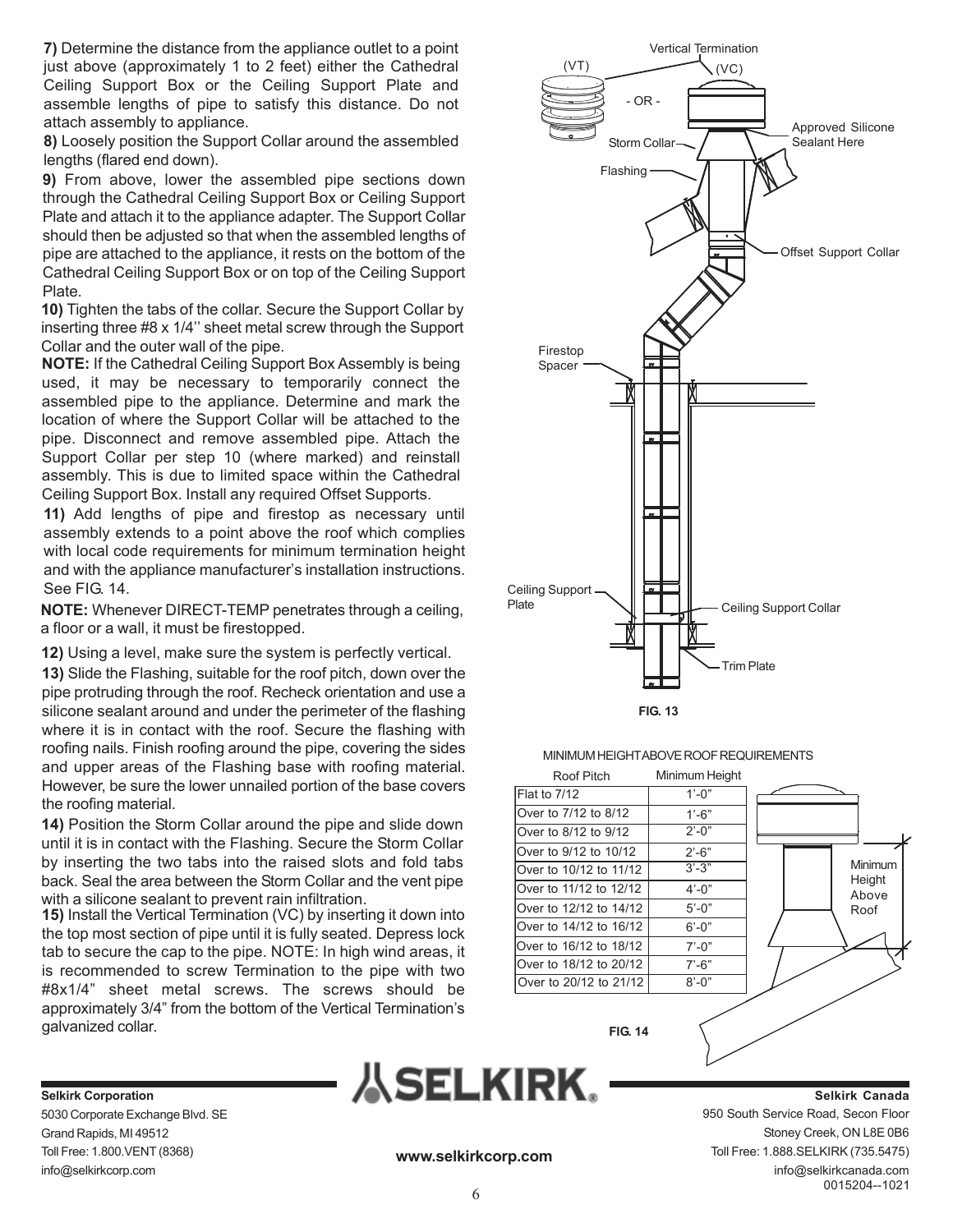**7)** Determine the distance from the appliance outlet to a point just above (approximately 1 to 2 feet) either the Cathedral Ceiling Support Box or the Ceiling Support Plate and assemble lengths of pipe to satisfy this distance. Do not attach assembly to appliance.

**8)** Loosely position the Support Collar around the assembled lengths (flared end down).

**9)** From above, lower the assembled pipe sections down through the Cathedral Ceiling Support Box or Ceiling Support Plate and attach it to the appliance adapter. The Support Collar should then be adjusted so that when the assembled lengths of pipe are attached to the appliance, it rests on the bottom of the Cathedral Ceiling Support Box or on top of the Ceiling Support Plate.

**10)** Tighten the tabs of the collar. Secure the Support Collar by inserting three #8 x 1/4'' sheet metal screw through the Support Collar and the outer wall of the pipe.

**NOTE:** If the Cathedral Ceiling Support Box Assembly is being used, it may be necessary to temporarily connect the assembled pipe to the appliance. Determine and mark the location of where the Support Collar will be attached to the pipe. Disconnect and remove assembled pipe. Attach the Support Collar per step 10 (where marked) and reinstall assembly. This is due to limited space within the Cathedral Ceiling Support Box. Install any required Offset Supports.

**11)** Add lengths of pipe and firestop as necessary until assembly extends to a point above the roof which complies with local code requirements for minimum termination height and with the appliance manufacturer's installation instructions. See FIG. 14.

**NOTE:** Whenever DIRECT-TEMP penetrates through a ceiling, a floor or a wall, it must be firestopped.

**12)** Using a level, make sure the system is perfectly vertical.

**13)** Slide the Flashing, suitable for the roof pitch, down over the pipe protruding through the roof. Recheck orientation and use a silicone sealant around and under the perimeter of the flashing where it is in contact with the roof. Secure the flashing with roofing nails. Finish roofing around the pipe, covering the sides and upper areas of the Flashing base with roofing material. However, be sure the lower unnailed portion of the base covers the roofing material.

**14)** Position the Storm Collar around the pipe and slide down until it is in contact with the Flashing. Secure the Storm Collar by inserting the two tabs into the raised slots and fold tabs back. Seal the area between the Storm Collar and the vent pipe with a silicone sealant to prevent rain infiltration.

**15)** Install the Vertical Termination (VC) by inserting it down into the top most section of pipe until it is fully seated. Depress lock tab to secure the cap to the pipe. NOTE: In high wind areas, it is recommended to screw Termination to the pipe with two #8x1/4" sheet metal screws. The screws should be approximately 3/4" from the bottom of the Vertical Termination's galvanized collar.

Vertical Termination (VT) - OR - (VC)
Storm Collar
Approved Silicone Sealant Here
Flashing
Offset Support Collar
Firestop Spacer
Ceiling Support Plate
Ceiling Support Collar
Trim Plate

**FIG. 13**

MINIMUM HEIGHT ABOVE ROOF REQUIREMENTS

| Roof Pitch | Minimum Height |
|---|---|
| Flat to 7/12 | 1'-0" |
| Over to 7/12 to 8/12 | 1'-6" |
| Over to 8/12 to 9/12 | 2'-0" |
| Over to 9/12 to 10/12 | 2'-6" |
| Over to 10/12 to 11/12 | 3'-3" |
| Over to 11/12 to 12/12 | 4'-0" |
| Over to 12/12 to 14/12 | 5'-0" |
| Over to 14/12 to 16/12 | 6'-0" |
| Over to 16/12 to 18/12 | 7'-0" |
| Over to 18/12 to 20/12 | 7'-6" |
| Over to 20/12 to 21/12 | 8'-0" |

Minimum Height Above Roof

**FIG. 14**

**Selkirk Corporation**
5030 Corporate Exchange Blvd. SE
Grand Rapids, MI 49512
Toll Free: 1.800.VENT (8368)
info@selkirkcorp.com

**SELKIRK.**

**www.selkirkcorp.com**

**Selkirk Canada**
950 South Service Road, Secon Floor
Stoney Creek, ON L8E 0B6
Toll Free: 1.888.SELKIRK (735.5475)
info@selkirkcanada.com
0015204--1021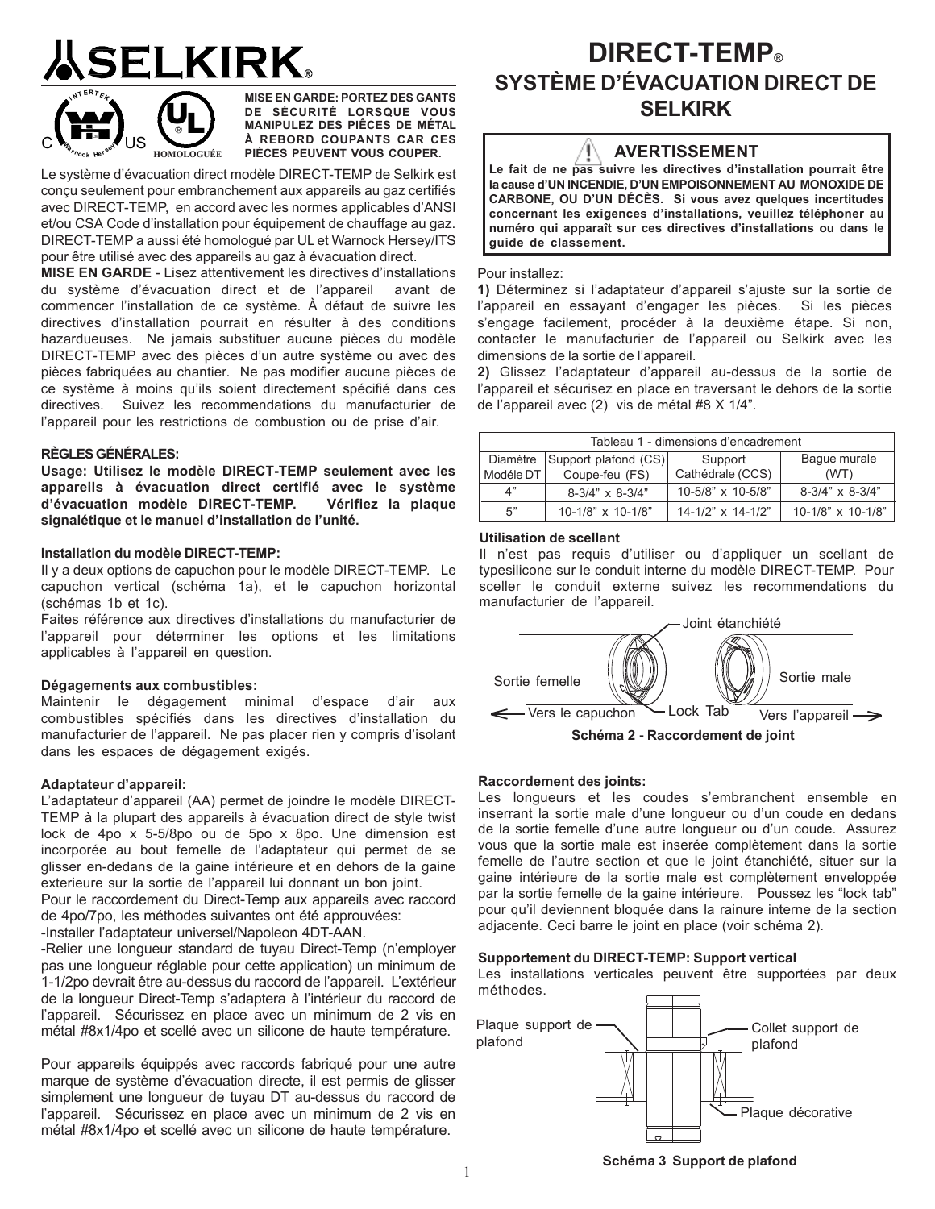# SELKIRK

**MISE EN GARDE: PORTEZ DES GANTS DE SÉCURITÉ LORSQUE VOUS MANIPULEZ DES PIÈCES DE MÉTAL À REBORD COUPANTS CAR CES PIÈCES PEUVENT VOUS COUPER.**

Le système d'évacuation direct modèle DIRECT-TEMP de Selkirk est conçu seulement pour embranchement aux appareils au gaz certifiés avec DIRECT-TEMP, en accord avec les normes applicables d'ANSI et/ou CSA Code d'installation pour équipement de chauffage au gaz. DIRECT-TEMP a aussi été homologué par UL et Warnock Hersey/ITS pour être utilisé avec des appareils au gaz à évacuation direct.

**MISE EN GARDE** - Lisez attentivement les directives d'installations du système d'évacuation direct et de l'appareil avant de commencer l'installation de ce système. À défaut de suivre les directives d'installation pourrait en résulter à des conditions hazardueuses. Ne jamais substituer aucune pièces du modèle DIRECT-TEMP avec des pièces d'un autre système ou avec des pièces fabriquées au chantier. Ne pas modifier aucune pièces de ce système à moins qu'ils soient directement spécifié dans ces directives. Suivez les recommendations du manufacturier de l'appareil pour les restrictions de combustion ou de prise d'air.

### RÈGLES GÉNÉRALES:

**Usage: Utilisez le modèle DIRECT-TEMP seulement avec les appareils à évacuation direct certifié avec le système d'évacuation modèle DIRECT-TEMP. Vérifiez la plaque signalétique et le manuel d'installation de l'unité.**

### Installation du modèle DIRECT-TEMP:

Il y a deux options de capuchon pour le modèle DIRECT-TEMP. Le capuchon vertical (schéma 1a), et le capuchon horizontal (schémas 1b et 1c).

Faites référence aux directives d'installations du manufacturier de l'appareil pour déterminer les options et les limitations applicables à l'appareil en question.

### Dégagements aux combustibles:

Maintenir le dégagement minimal d'espace d'air aux combustibles spécifiés dans les directives d'installation du manufacturier de l'appareil. Ne pas placer rien y compris d'isolant dans les espaces de dégagement exigés.

### Adaptateur d'appareil:

L'adaptateur d'appareil (AA) permet de joindre le modèle DIRECT-TEMP à la plupart des appareils à évacuation direct de style twist lock de 4po x 5-5/8po ou de 5po x 8po. Une dimension est incorporée au bout femelle de l'adaptateur qui permet de se glisser en-dedans de la gaine intérieure et en dehors de la gaine exterieure sur la sortie de l'appareil lui donnant un bon joint.

Pour le raccordement du Direct-Temp aux appareils avec raccord de 4po/7po, les méthodes suivantes ont été approuvées:

-Installer l'adaptateur universel/Napoleon 4DT-AAN.

-Relier une longueur standard de tuyau Direct-Temp (n'employer pas une longueur réglable pour cette application) un minimum de 1-1/2po devrait être au-dessus du raccord de l'appareil. L'extérieur de la longueur Direct-Temp s'adaptera à l'intérieur du raccord de l'appareil. Sécurissez en place avec un minimum de 2 vis en métal #8x1/4po et scellé avec un silicone de haute température.

Pour appareils équippés avec raccords fabriqué pour une autre marque de système d'évacuation directe, il est permis de glisser simplement une longueur de tuyau DT au-dessus du raccord de l'appareil. Sécurissez en place avec un minimum de 2 vis en métal #8x1/4po et scellé avec un silicone de haute température.

# DIRECT-TEMP®

## SYSTÈME D'ÉVACUATION DIRECT DE SELKIRK

**AVERTISSEMENT**

**Le fait de ne pas suivre les directives d'installation pourrait être la cause d'UN INCENDIE, D'UN EMPOISONNEMENT AU MONOXIDE DE CARBONE, OU D'UN DÉCÈS. Si vous avez quelques incertitudes concernant les exigences d'installations, veuillez téléphoner au numéro qui apparaît sur ces directives d'installations ou dans le guide de classement.**

Pour installez:

**1)** Déterminez si l'adaptateur d'appareil s'ajuste sur la sortie de l'appareil en essayant d'engager les pièces. Si les pièces s'engage facilement, procéder à la deuxième étape. Si non, contacter le manufacturier de l'appareil ou Selkirk avec les dimensions de la sortie de l'appareil.

**2)** Glissez l'adaptateur d'appareil au-dessus de la sortie de l'appareil et sécurisez en place en traversant le dehors de la sortie de l'appareil avec (2) vis de métal #8 X 1/4".

Tableau 1 - dimensions d'encadrement

| Diamètre Modèle DT | Support plafond (CS) Coupe-feu (FS) | Support Cathédrale (CCS) | Bague murale (WT) |
|---|---|---|---|
| 4" | 8-3/4" x 8-3/4" | 10-5/8" x 10-5/8" | 8-3/4" x 8-3/4" |
| 5" | 10-1/8" x 10-1/8" | 14-1/2" x 14-1/2" | 10-1/8" x 10-1/8" |

### Utilisation de scellant

Il n'est pas requis d'utiliser ou d'appliquer un scellant de typesilicone sur le conduit interne du modèle DIRECT-TEMP. Pour sceller le conduit externe suivez les recommendations du manufacturier de l'appareil.

Joint étanchiété — Sortie femelle — Sortie male — Vers le capuchon — Lock Tab — Vers l'appareil

**Schéma 2 - Raccordement de joint**

### Raccordement des joints:

Les longueurs et les coudes s'embranchent ensemble en inserrant la sortie male d'une longueur ou d'un coude en dedans de la sortie femelle d'une autre longueur ou d'un coude. Assurez vous que la sortie male est inserée complètement dans la sortie femelle de l'autre section et que le joint étanchiété, situer sur la gaine intérieure de la sortie male est complètement enveloppée par la sortie femelle de la gaine intérieure. Poussez les "lock tab" pour qu'il deviennent bloquée dans la rainure interne de la section adjacente. Ceci barre le joint en place (voir schéma 2).

### Supportement du DIRECT-TEMP: Support vertical

Les installations verticales peuvent être supportées par deux méthodes.

Plaque support de plafond — Collet support de plafond — Plaque décorative

**Schéma 3 Support de plafond**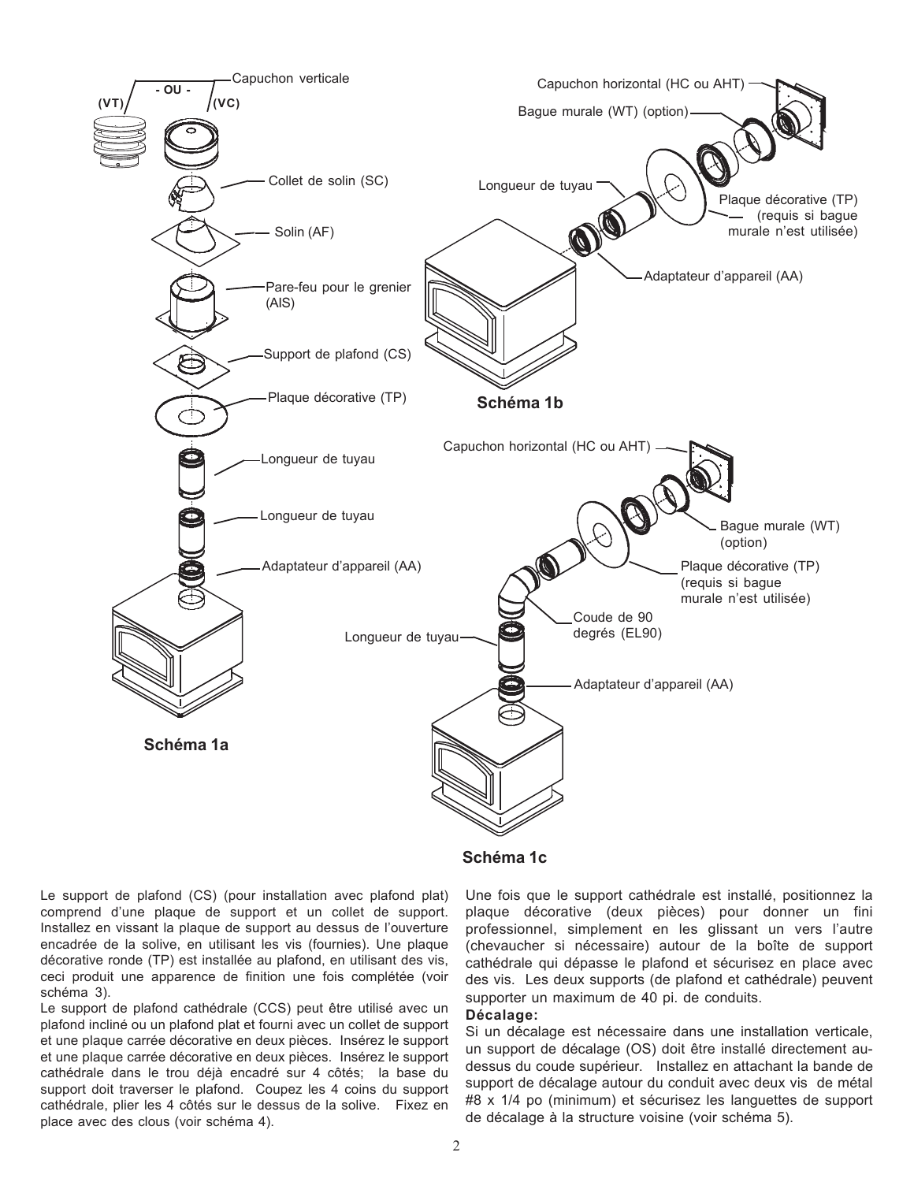Schéma 1a

Schéma 1b

Schéma 1c

Le support de plafond (CS) (pour installation avec plafond plat) comprend d'une plaque de support et un collet de support. Installez en vissant la plaque de support au dessus de l'ouverture encadrée de la solive, en utilisant les vis (fournies). Une plaque décorative ronde (TP) est installée au plafond, en utilisant des vis, ceci produit une apparence de finition une fois complétée (voir schéma 3).

Le support de plafond cathédrale (CCS) peut être utilisé avec un plafond incliné ou un plafond plat et fourni avec un collet de support et une plaque carrée décorative en deux pièces. Insérez le support et une plaque carrée décorative en deux pièces. Insérez le support cathédrale dans le trou déjà encadré sur 4 côtés; la base du support doit traverser le plafond. Coupez les 4 coins du support cathédrale, plier les 4 côtés sur le dessus de la solive. Fixez en place avec des clous (voir schéma 4).

Une fois que le support cathédrale est installé, positionnez la plaque décorative (deux pièces) pour donner un fini professionnel, simplement en les glissant un vers l'autre (chevaucher si nécessaire) autour de la boîte de support cathédrale qui dépasse le plafond et sécurisez en place avec des vis. Les deux supports (de plafond et cathédrale) peuvent supporter un maximum de 40 pi. de conduits.

**Décalage:**

Si un décalage est nécessaire dans une installation verticale, un support de décalage (OS) doit être installé directement au-dessus du coude supérieur. Installez en attachant la bande de support de décalage autour du conduit avec deux vis de métal #8 x 1/4 po (minimum) et sécurisez les languettes de support de décalage à la structure voisine (voir schéma 5).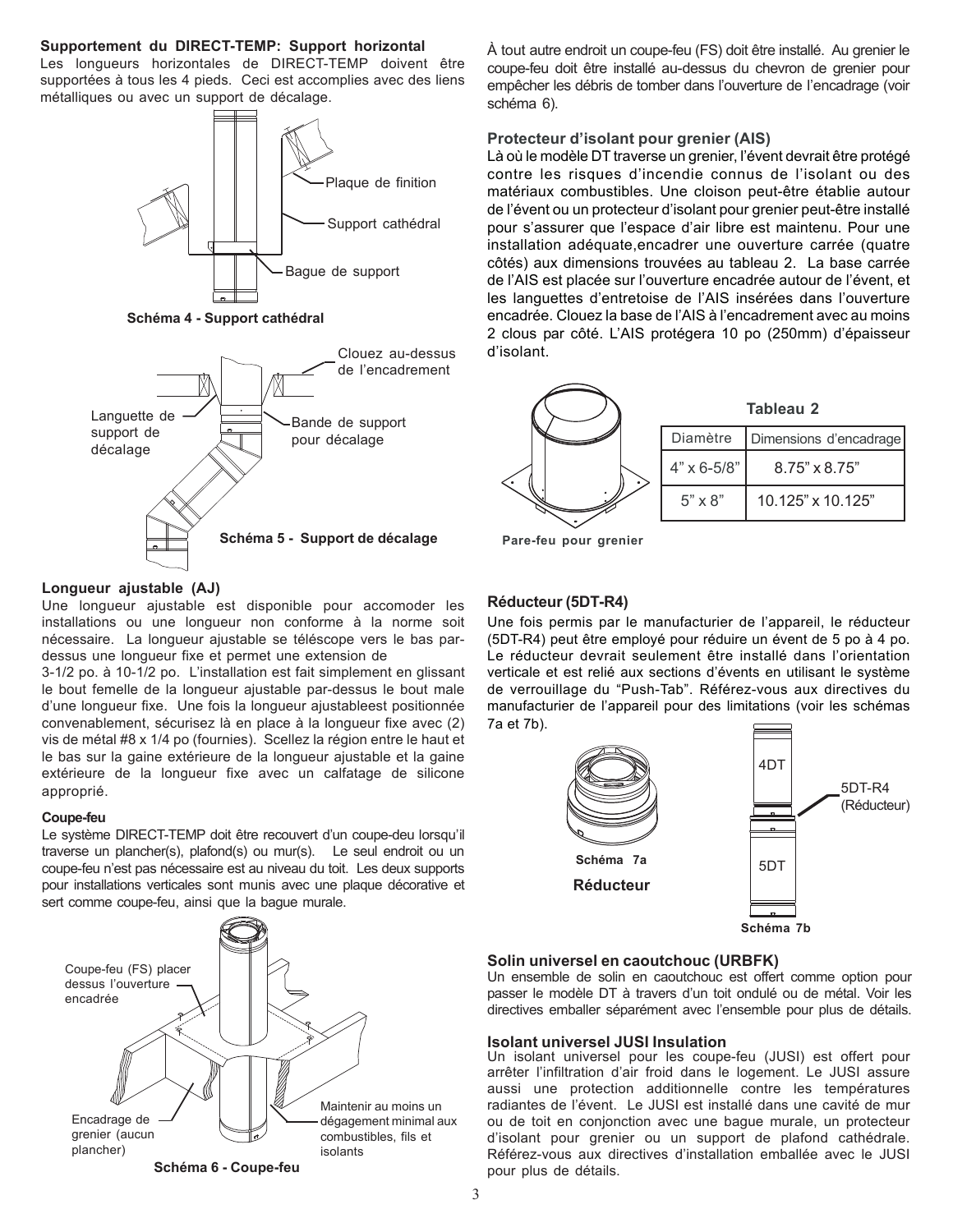### Supportement du DIRECT-TEMP: Support horizontal

Les longueurs horizontales de DIRECT-TEMP doivent être supportées à tous les 4 pieds. Ceci est accomplies avec des liens métalliques ou avec un support de décalage.

Plaque de finition

Support cathédral

Bague de support

**Schéma 4 - Support cathédral**

Clouez au-dessus de l'encadrement

Languette de support de décalage

Bande de support pour décalage

**Schéma 5 - Support de décalage**

### Longueur ajustable (AJ)

Une longueur ajustable est disponible pour accomoder les installations ou une longueur non conforme à la norme soit nécessaire. La longueur ajustable se téléscope vers le bas par-dessus une longueur fixe et permet une extension de 3-1/2 po. à 10-1/2 po. L'installation est fait simplement en glissant le bout femelle de la longueur ajustable par-dessus le bout male d'une longueur fixe. Une fois la longueur ajustableest positionnée convenablement, sécurisez là en place à la longueur fixe avec (2) vis de métal #8 x 1/4 po (fournies). Scellez la région entre le haut et le bas sur la gaine extérieure de la longueur ajustable et la gaine extérieure de la longueur fixe avec un calfatage de silicone approprié.

#### Coupe-feu

Le système DIRECT-TEMP doit être recouvert d'un coupe-deu lorsqu'il traverse un plancher(s), plafond(s) ou mur(s). Le seul endroit ou un coupe-feu n'est pas nécessaire est au niveau du toit. Les deux supports pour installations verticales sont munis avec une plaque décorative et sert comme coupe-feu, ainsi que la bague murale.

Coupe-feu (FS) placer dessus l'ouverture encadrée

Encadrage de grenier (aucun plancher)

Maintenir au moins un dégagement minimal aux combustibles, fils et isolants

**Schéma 6 - Coupe-feu**

À tout autre endroit un coupe-feu (FS) doit être installé. Au grenier le coupe-feu doit être installé au-dessus du chevron de grenier pour empêcher les débris de tomber dans l'ouverture de l'encadrage (voir schéma 6).

### Protecteur d'isolant pour grenier (AIS)

Là où le modèle DT traverse un grenier, l'évent devrait être protégé contre les risques d'incendie connus de l'isolant ou des matériaux combustibles. Une cloison peut-être établie autour de l'évent ou un protecteur d'isolant pour grenier peut-être installé pour s'assurer que l'espace d'air libre est maintenu. Pour une installation adéquate,encadrer une ouverture carrée (quatre côtés) aux dimensions trouvées au tableau 2. La base carrée de l'AIS est placée sur l'ouverture encadrée autour de l'évent, et les languettes d'entretoise de l'AIS insérées dans l'ouverture encadrée. Clouez la base de l'AIS à l'encadrement avec au moins 2 clous par côté. L'AIS protégera 10 po (250mm) d'épaisseur d'isolant.

**Pare-feu pour grenier**

**Tableau 2**

| Diamètre | Dimensions d'encadrage |
|---|---|
| 4" x 6-5/8" | 8.75" x 8.75" |
| 5" x 8" | 10.125" x 10.125" |

### Réducteur (5DT-R4)

Une fois permis par le manufacturier de l'appareil, le réducteur (5DT-R4) peut être employé pour réduire un évent de 5 po à 4 po. Le réducteur devrait seulement être installé dans l'orientation verticale et est relié aux sections d'évents en utilisant le système de verrouillage du "Push-Tab". Référez-vous aux directives du manufacturier de l'appareil pour des limitations (voir les schémas 7a et 7b).

**Schéma 7a**

**Réducteur**

4DT

5DT-R4 (Réducteur)

5DT

**Schéma 7b**

### Solin universel en caoutchouc (URBFK)

Un ensemble de solin en caoutchouc est offert comme option pour passer le modèle DT à travers d'un toit ondulé ou de métal. Voir les directives emballer séparément avec l'ensemble pour plus de détails.

### Isolant universel JUSI Insulation

Un isolant universel pour les coupe-feu (JUSI) est offert pour arrêter l'infiltration d'air froid dans le logement. Le JUSI assure aussi une protection additionnelle contre les températures radiantes de l'évent. Le JUSI est installé dans une cavité de mur ou de toit en conjonction avec une bague murale, un protecteur d'isolant pour grenier ou un support de plafond cathédrale. Référez-vous aux directives d'installation emballée avec le JUSI pour plus de détails.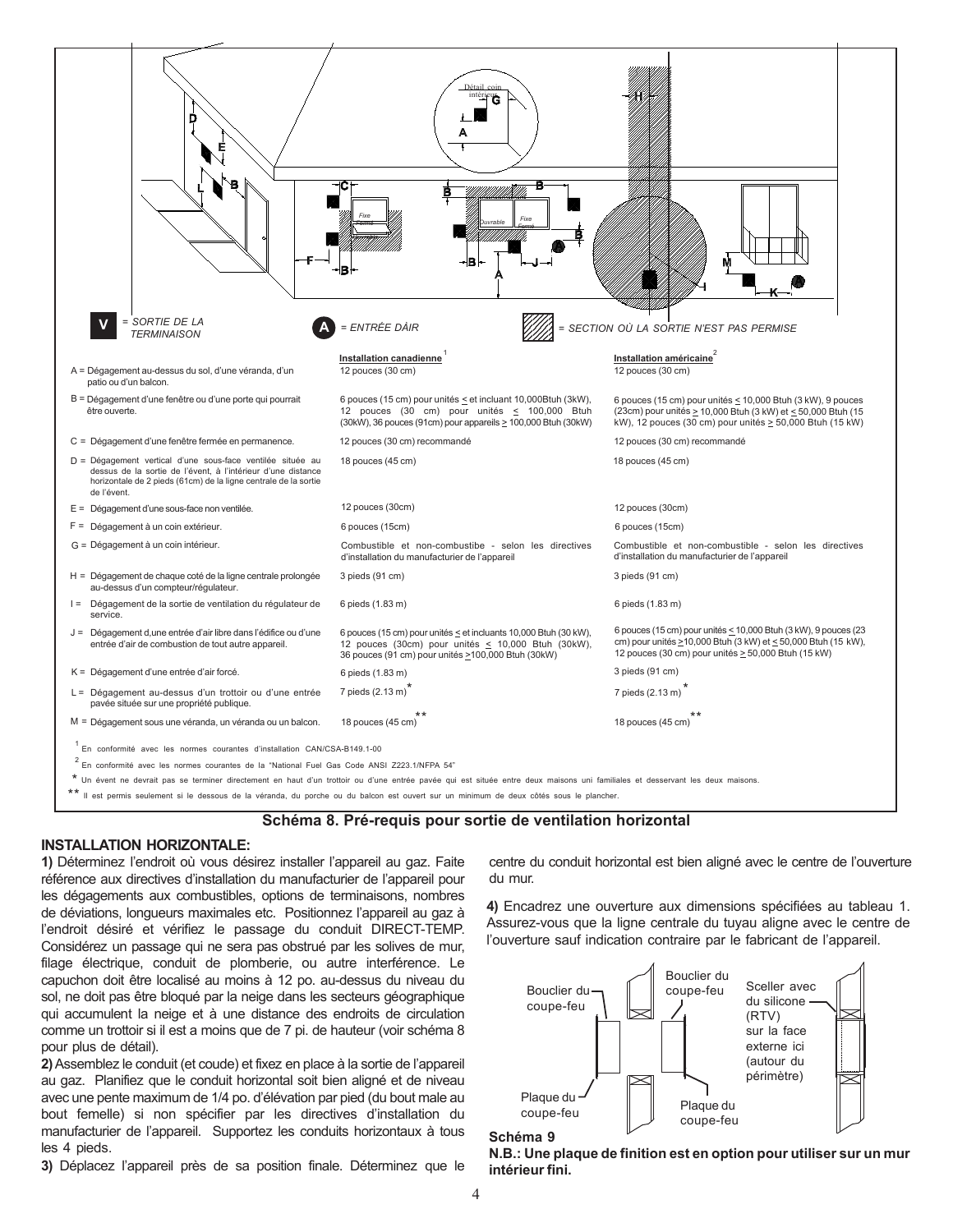V = SORTIE DE LA TERMINAISON

A = ENTRÉE DÀIR

= SECTION OÙ LA SORTIE N'EST PAS PERMISE

| | Installation canadienne[1] | Installation américaine[2] |
|---|---|---|
| A = Dégagement au-dessus du sol, d'une véranda, d'un patio ou d'un balcon. | 12 pouces (30 cm) | 12 pouces (30 cm) |
| B = Dégagement d'une fenêtre ou d'une porte qui pourrait être ouverte. | 6 pouces (15 cm) pour unités ≤ et incluant 10,000Btuh (3kW), 12 pouces (30 cm) pour unités ≤ 100,000 Btuh (30kW), 36 pouces (91cm) pour appareils ≥ 100,000 Btuh (30kW) | 6 pouces (15 cm) pour unités ≤ 10,000 Btuh (3 kW), 9 pouces (23cm) pour unités ≥ 10,000 Btuh (3 kW) et ≤ 50,000 Btuh (15 kW), 12 pouces (30 cm) pour unités ≥ 50,000 Btuh (15 kW) |
| C = Dégagement d'une fenêtre fermée en permanence. | 12 pouces (30 cm) recommandé | 12 pouces (30 cm) recommandé |
| D = Dégagement vertical d'une sous-face ventilée située au dessus de la sortie de l'évent, à l'intérieur d'une distance horizontale de 2 pieds (61cm) de la ligne centrale de la sortie de l'évent. | 18 pouces (45 cm) | 18 pouces (45 cm) |
| E = Dégagement d'une sous-face non ventilée. | 12 pouces (30cm) | 12 pouces (30cm) |
| F = Dégagement à un coin extérieur. | 6 pouces (15cm) | 6 pouces (15cm) |
| G = Dégagement à un coin intérieur. | Combustible et non-combustibe - selon les directives d'installation du manufacturier de l'appareil | Combustible et non-combustible - selon les directives d'installation du manufacturier de l'appareil |
| H = Dégagement de chaque coté de la ligne centrale prolongée au-dessus d'un compteur/régulateur. | 3 pieds (91 cm) | 3 pieds (91 cm) |
| I = Dégagement de la sortie de ventilation du régulateur de service. | 6 pieds (1.83 m) | 6 pieds (1.83 m) |
| J = Dégagement d,une entrée d'air libre dans l'édifice ou d'une entrée d'air de combustion de tout autre appareil. | 6 pouces (15 cm) pour unités ≤ et incluants 10,000 Btuh (30 kW), 12 pouces (30cm) pour unités ≤ 10,000 Btuh (30kW), 36 pouces (91 cm) pour unités >100,000 Btuh (30kW) | 6 pouces (15 cm) pour unités ≤ 10,000 Btuh (3 kW), 9 pouces (23 cm) pour unités ≥10,000 Btuh (3 kW) et ≤ 50,000 Btuh (15 kW), 12 pouces (30 cm) pour unités ≥ 50,000 Btuh (15 kW) |
| K = Dégagement d'une entrée d'air forcé. | 6 pieds (1.83 m) | 3 pieds (91 cm) |
| L = Dégagement au-dessus d'un trottoir ou d'une entrée pavée située sur une propriété publique. | 7 pieds (2.13 m)* | 7 pieds (2.13 m)* |
| M = Dégagement sous une véranda, un véranda ou un balcon. | 18 pouces (45 cm)** | 18 pouces (45 cm)** |

[1] En conformité avec les normes courantes d'installation CAN/CSA-B149.1-00

[2] En conformité avec les normes courantes de la "National Fuel Gas Code ANSI Z223.1/NFPA 54"

\* Un évent ne devrait pas se terminer directement en haut d'un trottoir ou d'une entrée pavée qui est située entre deux maisons uni familiales et desservant les deux maisons.

\*\* Il est permis seulement si le dessous de la véranda, du porche ou du balcon est ouvert sur un minimum de deux côtés sous le plancher.

**Schéma 8. Pré-requis pour sortie de ventilation horizontal**

## INSTALLATION HORIZONTALE:

**1)** Déterminez l'endroit où vous désirez installer l'appareil au gaz. Faite référence aux directives d'installation du manufacturier de l'appareil pour les dégagements aux combustibles, options de terminaisons, nombres de déviations, longueurs maximales etc. Positionnez l'appareil au gaz à l'endroit désiré et vérifiez le passage du conduit DIRECT-TEMP. Considérez un passage qui ne sera pas obstrué par les solives de mur, filage électrique, conduit de plomberie, ou autre interférence. Le capuchon doit être localisé au moins à 12 po. au-dessus du niveau du sol, ne doit pas être bloqué par la neige dans les secteurs géographique qui accumulent la neige et à une distance des endroits de circulation comme un trottoir si il est a moins que de 7 pi. de hauteur (voir schéma 8 pour plus de détail).

**2)** Assemblez le conduit (et coude) et fixez en place à la sortie de l'appareil au gaz. Planifiez que le conduit horizontal soit bien aligné et de niveau avec une pente maximum de 1/4 po. d'élévation par pied (du bout male au bout femelle) si non spécifier par les directives d'installation du manufacturier de l'appareil. Supportez les conduits horizontaux à tous les 4 pieds.

**3)** Déplacez l'appareil près de sa position finale. Déterminez que le centre du conduit horizontal est bien aligné avec le centre de l'ouverture du mur.

**4)** Encadrez une ouverture aux dimensions spécifiées au tableau 1. Assurez-vous que la ligne centrale du tuyau aligne avec le centre de l'ouverture sauf indication contraire par le fabricant de l'appareil.

Bouclier du coupe-feu — Bouclier du coupe-feu — Sceller avec du silicone (RTV) sur la face externe ici (autour du périmètre) — Plaque du coupe-feu — Plaque du coupe-feu

**Schéma 9**

**N.B.: Une plaque de finition est en option pour utiliser sur un mur intérieur fini.**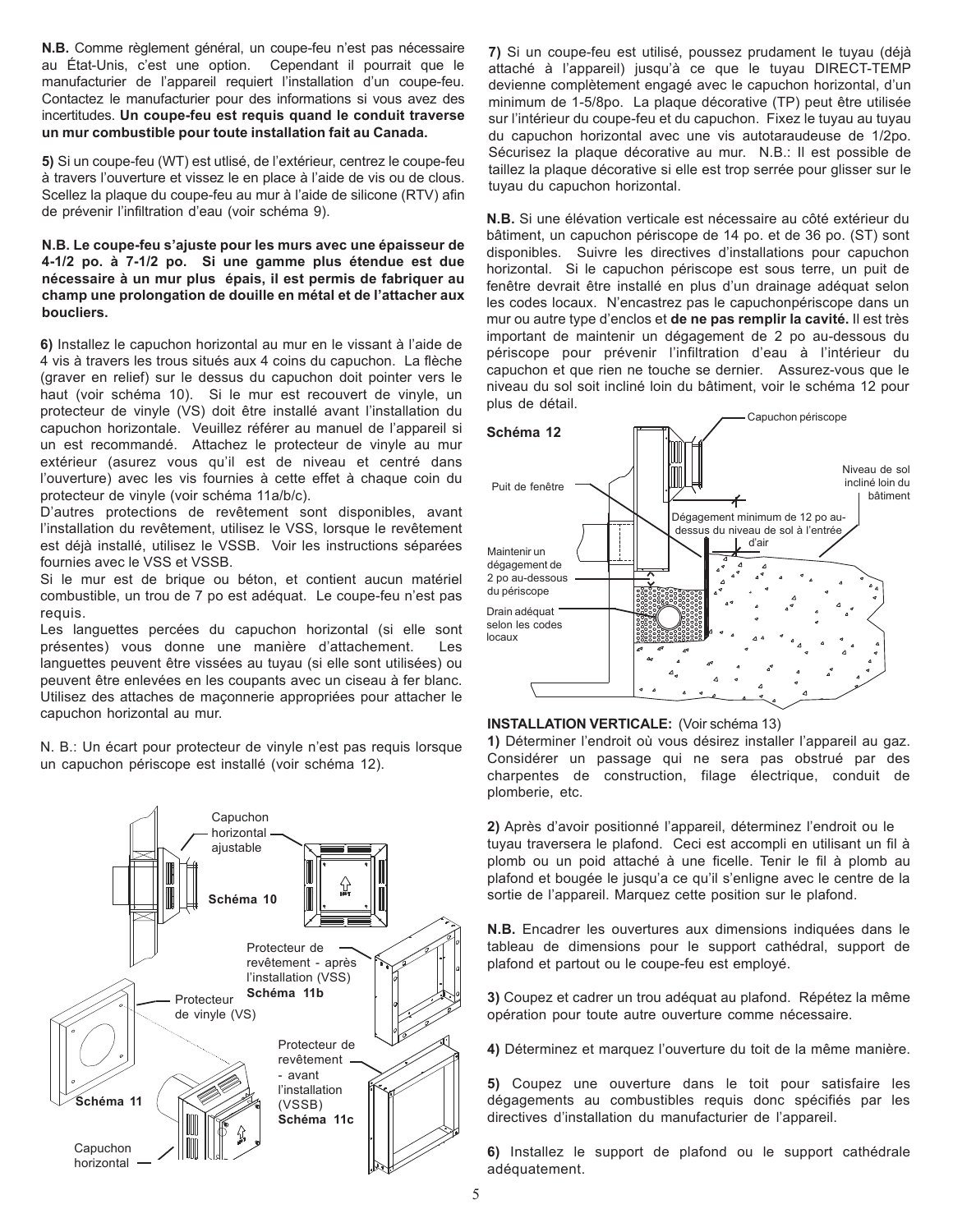**N.B.** Comme règlement général, un coupe-feu n'est pas nécessaire au État-Unis, c'est une option. Cependant il pourrait que le manufacturier de l'appareil requiert l'installation d'un coupe-feu. Contactez le manufacturier pour des informations si vous avez des incertitudes. **Un coupe-feu est requis quand le conduit traverse un mur combustible pour toute installation fait au Canada.**

**5)** Si un coupe-feu (WT) est utlisé, de l'extérieur, centrez le coupe-feu à travers l'ouverture et vissez le en place à l'aide de vis ou de clous. Scellez la plaque du coupe-feu au mur à l'aide de silicone (RTV) afin de prévenir l'infiltration d'eau (voir schéma 9).

**N.B. Le coupe-feu s'ajuste pour les murs avec une épaisseur de 4-1/2 po. à 7-1/2 po. Si une gamme plus étendue est due nécessaire à un mur plus épais, il est permis de fabriquer au champ une prolongation de douille en métal et de l'attacher aux boucliers.**

**6)** Installez le capuchon horizontal au mur en le vissant à l'aide de 4 vis à travers les trous situés aux 4 coins du capuchon. La flèche (graver en relief) sur le dessus du capuchon doit pointer vers le haut (voir schéma 10). Si le mur est recouvert de vinyle, un protecteur de vinyle (VS) doit être installé avant l'installation du capuchon horizontale. Veuillez référer au manuel de l'appareil si un est recommandé. Attachez le protecteur de vinyle au mur extérieur (asurez vous qu'il est de niveau et centré dans l'ouverture) avec les vis fournies à cette effet à chaque coin du protecteur de vinyle (voir schéma 11a/b/c).

D'autres protections de revêtement sont disponibles, avant l'installation du revêtement, utilisez le VSS, lorsque le revêtement est déjà installé, utilisez le VSSB. Voir les instructions séparées fournies avec le VSS et VSSB.

Si le mur est de brique ou béton, et contient aucun matériel combustible, un trou de 7 po est adéquat. Le coupe-feu n'est pas requis.

Les languettes percées du capuchon horizontal (si elle sont présentes) vous donne une manière d'attachement. Les languettes peuvent être vissées au tuyau (si elle sont utilisées) ou peuvent être enlevées en les coupants avec un ciseau à fer blanc. Utilisez des attaches de maçonnerie appropriées pour attacher le capuchon horizontal au mur.

N. B.: Un écart pour protecteur de vinyle n'est pas requis lorsque un capuchon périscope est installé (voir schéma 12).

Capuchon horizontal ajustable

Schéma 10

Protecteur de revêtement - après l'installation (VSS)
Schéma 11b

Protecteur de vinyle (VS)

Schéma 11

Protecteur de revêtement - avant l'installation (VSSB)
Schéma 11c

Capuchon horizontal

**7)** Si un coupe-feu est utilisé, poussez prudament le tuyau (déjà attaché à l'appareil) jusqu'à ce que le tuyau DIRECT-TEMP devienne complètement engagé avec le capuchon horizontal, d'un minimum de 1-5/8po. La plaque décorative (TP) peut être utilisée sur l'intérieur du coupe-feu et du capuchon. Fixez le tuyau au tuyau du capuchon horizontal avec une vis autotaraudeuse de 1/2po. Sécurisez la plaque décorative au mur. N.B.: Il est possible de taillez la plaque décorative si elle est trop serrée pour glisser sur le tuyau du capuchon horizontal.

**N.B.** Si une élévation verticale est nécessaire au côté extérieur du bâtiment, un capuchon périscope de 14 po. et de 36 po. (ST) sont disponibles. Suivre les directives d'installations pour capuchon horizontal. Si le capuchon périscope est sous terre, un puit de fenêtre devrait être installé en plus d'un drainage adéquat selon les codes locaux. N'encastrez pas le capuchonpériscope dans un mur ou autre type d'enclos et **de ne pas remplir la cavité.** Il est très important de maintenir un dégagement de 2 po au-dessous du périscope pour prévenir l'infiltration d'eau à l'intérieur du capuchon et que rien ne touche se dernier. Assurez-vous que le niveau du sol soit incliné loin du bâtiment, voir le schéma 12 pour plus de détail.

**Schéma 12**

Capuchon périscope

Niveau de sol incliné loin du bâtiment

Puit de fenêtre

Dégagement minimum de 12 po au-dessus du niveau de sol à l'entrée d'air

Maintenir un dégagement de 2 po au-dessous du périscope

Drain adéquat selon les codes locaux

**INSTALLATION VERTICALE:** (Voir schéma 13)

**1)** Déterminer l'endroit où vous désirez installer l'appareil au gaz. Considérer un passage qui ne sera pas obstrué par des charpentes de construction, filage électrique, conduit de plomberie, etc.

**2)** Après d'avoir positionné l'appareil, déterminez l'endroit ou le tuyau traversera le plafond. Ceci est accompli en utilisant un fil à plomb ou un poid attaché à une ficelle. Tenir le fil à plomb au plafond et bougée le jusqu'a ce qu'il s'enligne avec le centre de la sortie de l'appareil. Marquez cette position sur le plafond.

**N.B.** Encadrer les ouvertures aux dimensions indiquées dans le tableau de dimensions pour le support cathédral, support de plafond et partout ou le coupe-feu est employé.

**3)** Coupez et cadrer un trou adéquat au plafond. Répétez la même opération pour toute autre ouverture comme nécessaire.

**4)** Déterminez et marquez l'ouverture du toit de la même manière.

**5)** Coupez une ouverture dans le toit pour satisfaire les dégagements au combustibles requis donc spécifiés par les directives d'installation du manufacturier de l'appareil.

**6)** Installez le support de plafond ou le support cathédrale adéquatement.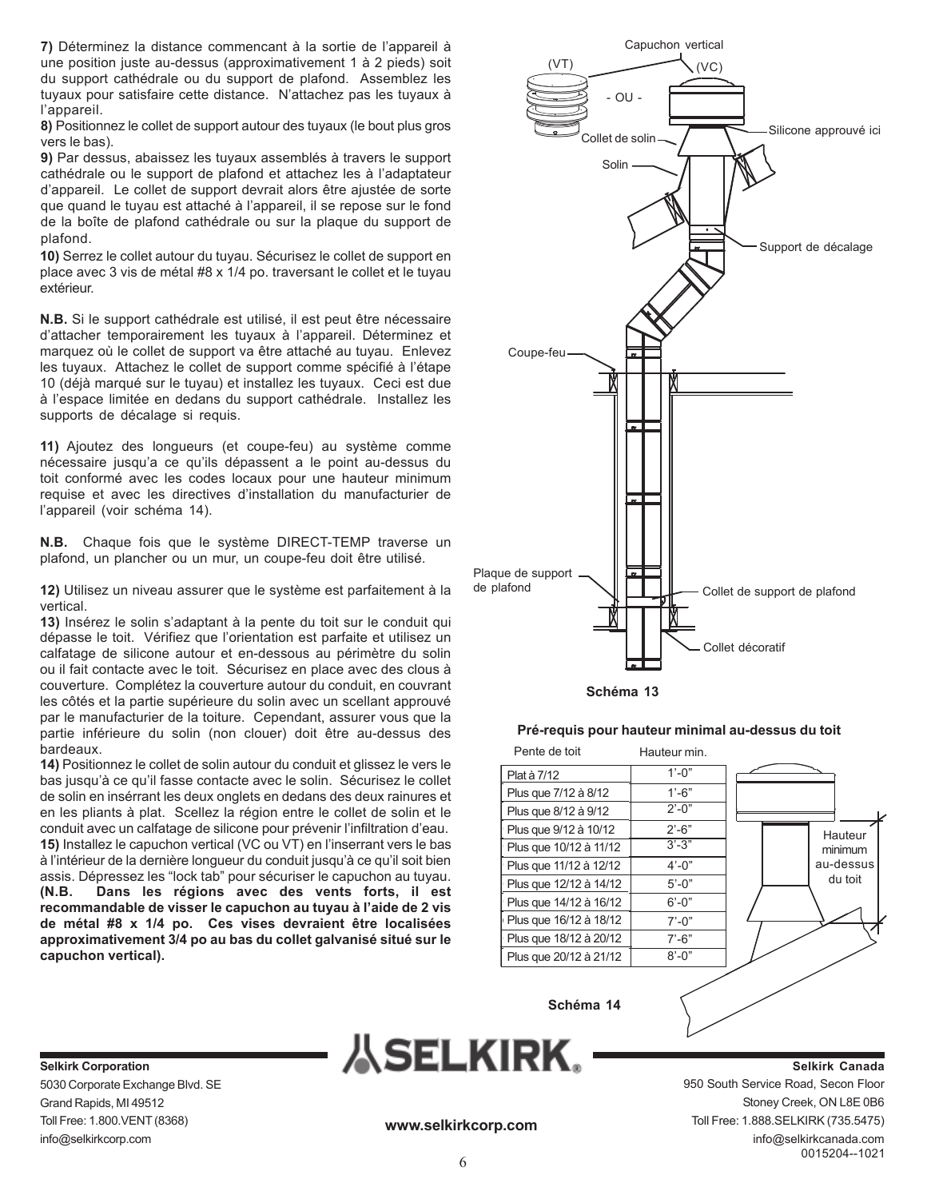**7)** Déterminez la distance commencant à la sortie de l'appareil à une position juste au-dessus (approximativement 1 à 2 pieds) soit du support cathédrale ou du support de plafond. Assemblez les tuyaux pour satisfaire cette distance. N'attachez pas les tuyaux à l'appareil.

**8)** Positionnez le collet de support autour des tuyaux (le bout plus gros vers le bas).

**9)** Par dessus, abaissez les tuyaux assemblés à travers le support cathédrale ou le support de plafond et attachez les à l'adaptateur d'appareil. Le collet de support devrait alors être ajustée de sorte que quand le tuyau est attaché à l'appareil, il se repose sur le fond de la boîte de plafond cathédrale ou sur la plaque du support de plafond.

**10)** Serrez le collet autour du tuyau. Sécurisez le collet de support en place avec 3 vis de métal #8 x 1/4 po. traversant le collet et le tuyau extérieur.

**N.B.** Si le support cathédrale est utilisé, il est peut être nécessaire d'attacher temporairement les tuyaux à l'appareil. Déterminez et marquez où le collet de support va être attaché au tuyau. Enlevez les tuyaux. Attachez le collet de support comme spécifié à l'étape 10 (déjà marqué sur le tuyau) et installez les tuyaux. Ceci est due à l'espace limitée en dedans du support cathédrale. Installez les supports de décalage si requis.

**11)** Ajoutez des longueurs (et coupe-feu) au système comme nécessaire jusqu'a ce qu'ils dépassent a le point au-dessus du toit conformé avec les codes locaux pour une hauteur minimum requise et avec les directives d'installation du manufacturier de l'appareil (voir schéma 14).

**N.B.** Chaque fois que le système DIRECT-TEMP traverse un plafond, un plancher ou un mur, un coupe-feu doit être utilisé.

**12)** Utilisez un niveau assurer que le système est parfaitement à la vertical.

**13)** Insérez le solin s'adaptant à la pente du toit sur le conduit qui dépasse le toit. Vérifiez que l'orientation est parfaite et utilisez un calfatage de silicone autour et en-dessous au périmètre du solin ou il fait contacte avec le toit. Sécurisez en place avec des clous à couverture. Complétez la couverture autour du conduit, en couvrant les côtés et la partie supérieure du solin avec un scellant approuvé par le manufacturier de la toiture. Cependant, assurer vous que la partie inférieure du solin (non clouer) doit être au-dessus des bardeaux.

**14)** Positionnez le collet de solin autour du conduit et glissez le vers le bas jusqu'à ce qu'il fasse contacte avec le solin. Sécurisez le collet de solin en insérrant les deux onglets en dedans des deux rainures et en les pliants à plat. Scellez la région entre le collet de solin et le conduit avec un calfatage de silicone pour prévenir l'infiltration d'eau.

**15)** Installez le capuchon vertical (VC ou VT) en l'inserrant vers le bas à l'intérieur de la dernière longueur du conduit jusqu'à ce qu'il soit bien assis. Dépressez les "lock tab" pour sécuriser le capuchon au tuyau. **(N.B. Dans les régions avec des vents forts, il est recommandable de visser le capuchon au tuyau à l'aide de 2 vis de métal #8 x 1/4 po. Ces vises devraient être localisées approximativement 3/4 po au bas du collet galvanisé situé sur le capuchon vertical).**

Capuchon vertical
(VT)
(VC)
- OU -
Collet de solin
Silicone approuvé ici
Solin
Support de décalage
Coupe-feu
Plaque de support de plafond
Collet de support de plafond
Collet décoratif

**Schéma 13**

**Pré-requis pour hauteur minimal au-dessus du toit**

| Pente de toit | Hauteur min. |
|---|---|
| Plat à 7/12 | 1'-0" |
| Plus que 7/12 à 8/12 | 1'-6" |
| Plus que 8/12 à 9/12 | 2'-0" |
| Plus que 9/12 à 10/12 | 2'-6" |
| Plus que 10/12 à 11/12 | 3'-3" |
| Plus que 11/12 à 12/12 | 4'-0" |
| Plus que 12/12 à 14/12 | 5'-0" |
| Plus que 14/12 à 16/12 | 6'-0" |
| Plus que 16/12 à 18/12 | 7'-0" |
| Plus que 18/12 à 20/12 | 7'-6" |
| Plus que 20/12 à 21/12 | 8'-0" |

Hauteur minimum au-dessus du toit

**Schéma 14**

**Selkirk Corporation**
5030 Corporate Exchange Blvd. SE
Grand Rapids, MI 49512
Toll Free: 1.800.VENT (8368)
info@selkirkcorp.com

SELKIRK

**www.selkirkcorp.com**

**Selkirk Canada**
950 South Service Road, Secon Floor
Stoney Creek, ON L8E 0B6
Toll Free: 1.888.SELKIRK (735.5475)
info@selkirkcanada.com
0015204--1021